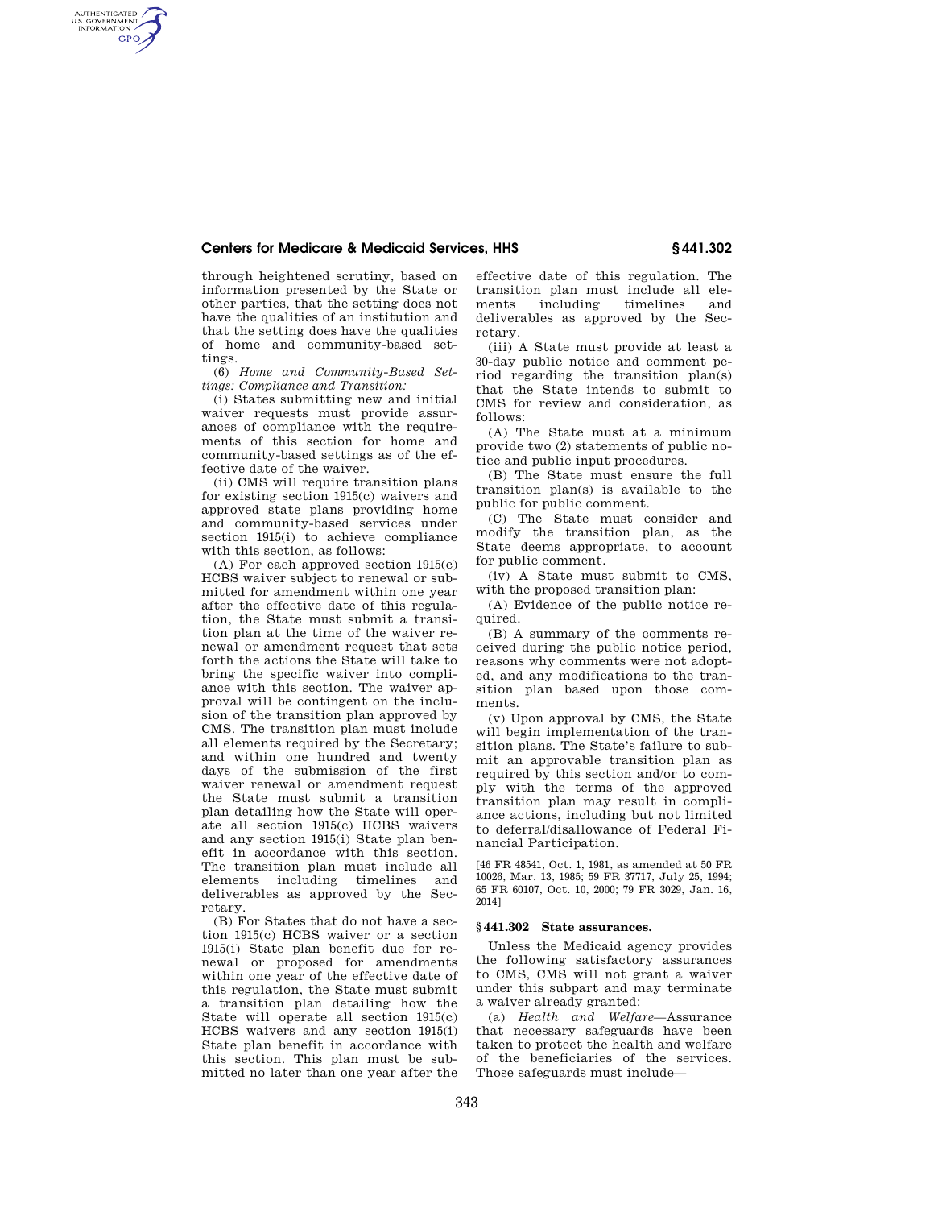through heightened scrutiny, based on information presented by the State or other parties, that the setting does not have the qualities of an institution and that the setting does have the qualities of home and community-based settings.

(6) *Home and Community-Based Settings: Compliance and Transition:*

(i) States submitting new and initial waiver requests must provide assurances of compliance with the requirements of this section for home and community-based settings as of the effective date of the waiver.

(ii) CMS will require transition plans for existing section 1915(c) waivers and approved state plans providing home and community-based services under section 1915(i) to achieve compliance with this section, as follows:

(A) For each approved section 1915(c) HCBS waiver subject to renewal or submitted for amendment within one year after the effective date of this regulation, the State must submit a transition plan at the time of the waiver renewal or amendment request that sets forth the actions the State will take to bring the specific waiver into compliance with this section. The waiver approval will be contingent on the inclusion of the transition plan approved by CMS. The transition plan must include all elements required by the Secretary; and within one hundred and twenty days of the submission of the first waiver renewal or amendment request the State must submit a transition plan detailing how the State will operate all section 1915(c) HCBS waivers and any section 1915(i) State plan benefit in accordance with this section. The transition plan must include all elements including timelines and deliverables as approved by the Secretary.

(B) For States that do not have a section 1915(c) HCBS waiver or a section 1915(i) State plan benefit due for renewal or proposed for amendments within one year of the effective date of this regulation, the State must submit a transition plan detailing how the State will operate all section 1915(c) HCBS waivers and any section 1915(i) State plan benefit in accordance with this section. This plan must be submitted no later than one year after the effective date of this regulation. The transition plan must include all elements including timelines and deliverables as approved by the Secretary.

(iii) A State must provide at least a 30-day public notice and comment period regarding the transition plan(s) that the State intends to submit to CMS for review and consideration, as follows:

(A) The State must at a minimum provide two (2) statements of public notice and public input procedures.

(B) The State must ensure the full transition plan(s) is available to the public for public comment.

(C) The State must consider and modify the transition plan, as the State deems appropriate, to account for public comment.

(iv) A State must submit to CMS, with the proposed transition plan:

(A) Evidence of the public notice required.

(B) A summary of the comments received during the public notice period, reasons why comments were not adopted, and any modifications to the transition plan based upon those comments.

(v) Upon approval by CMS, the State will begin implementation of the transition plans. The State's failure to submit an approvable transition plan as required by this section and/or to comply with the terms of the approved transition plan may result in compliance actions, including but not limited to deferral/disallowance of Federal Financial Participation.

[46 FR 48541, Oct. 1, 1981, as amended at 50 FR 10026, Mar. 13, 1985; 59 FR 37717, July 25, 1994; 65 FR 60107, Oct. 10, 2000; 79 FR 3029, Jan. 16, 2014]

## § 441.302 State assurances.

Unless the Medicaid agency provides the following satisfactory assurances to CMS, CMS will not grant a waiver under this subpart and may terminate a waiver already granted:

(a) *Health and Welfare*—Assurance that necessary safeguards have been taken to protect the health and welfare of the beneficiaries of the services. Those safeguards must include—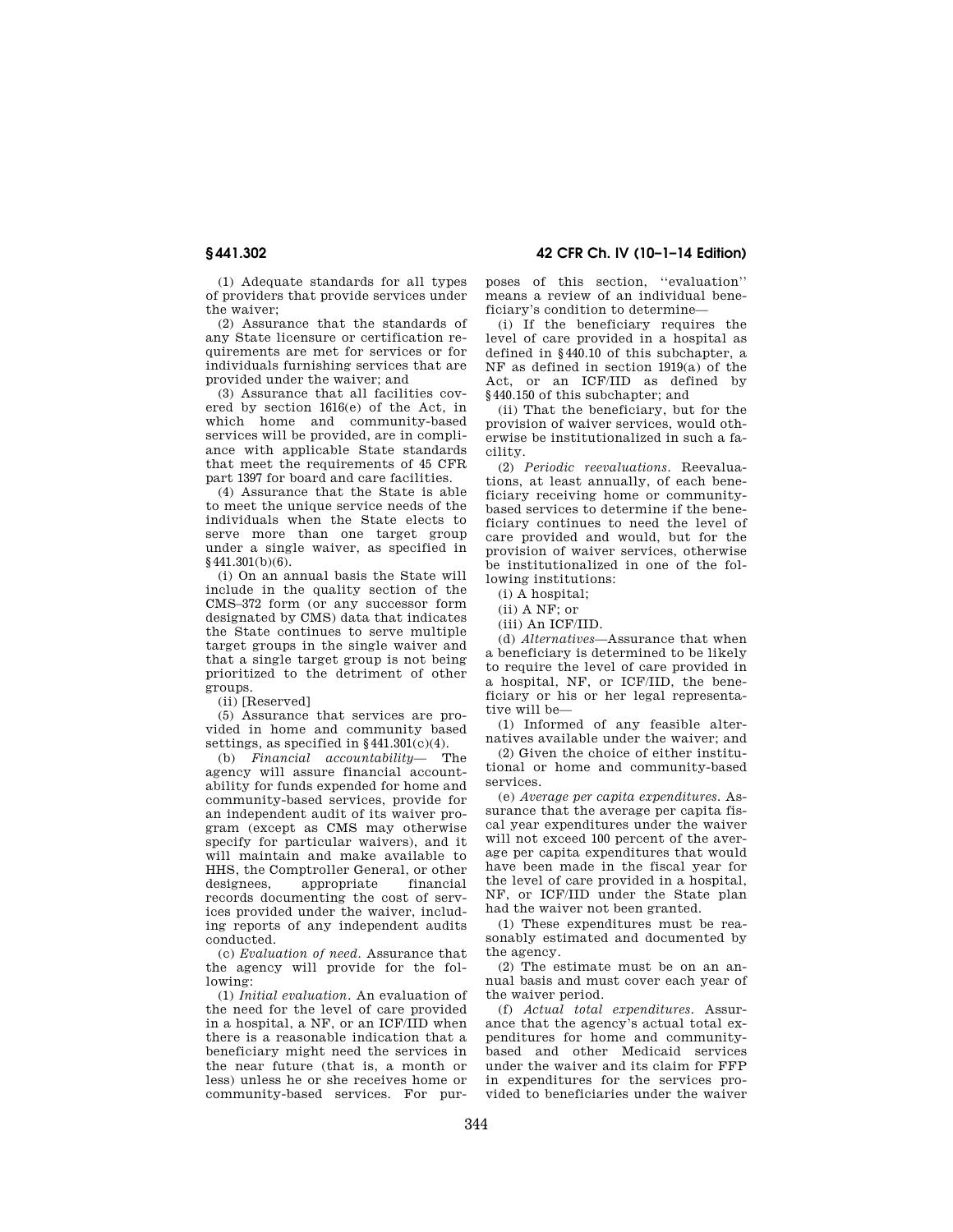(1) Adequate standards for all types of providers that provide services under the waiver;

(2) Assurance that the standards of any State licensure or certification requirements are met for services or for individuals furnishing services that are provided under the waiver; and

(3) Assurance that all facilities covered by section 1616(e) of the Act, in which home and community-based services will be provided, are in compliance with applicable State standards that meet the requirements of 45 CFR part 1397 for board and care facilities.

(4) Assurance that the State is able to meet the unique service needs of the individuals when the State elects to serve more than one target group under a single waiver, as specified in §441.301(b)(6).

(i) On an annual basis the State will include in the quality section of the CMS–372 form (or any successor form designated by CMS) data that indicates the State continues to serve multiple target groups in the single waiver and that a single target group is not being prioritized to the detriment of other groups.

(ii) [Reserved]

(5) Assurance that services are provided in home and community based settings, as specified in §441.301(c)(4).

(b) *Financial accountability*— The agency will assure financial accountability for funds expended for home and community-based services, provide for an independent audit of its waiver program (except as CMS may otherwise specify for particular waivers), and it will maintain and make available to HHS, the Comptroller General, or other designees, appropriate financial records documenting the cost of services provided under the waiver, including reports of any independent audits conducted.

(c) *Evaluation of need.* Assurance that the agency will provide for the following:

(1) *Initial evaluation.* An evaluation of the need for the level of care provided in a hospital, a NF, or an ICF/IID when there is a reasonable indication that a beneficiary might need the services in the near future (that is, a month or less) unless he or she receives home or community-based services. For purposes of this section, ''evaluation'' means a review of an individual beneficiary's condition to determine—

(i) If the beneficiary requires the level of care provided in a hospital as defined in §440.10 of this subchapter, a NF as defined in section 1919(a) of the Act, or an ICF/IID as defined by §440.150 of this subchapter; and

(ii) That the beneficiary, but for the provision of waiver services, would otherwise be institutionalized in such a facility.

(2) *Periodic reevaluations.* Reevaluations, at least annually, of each beneficiary receiving home or community-based services to determine if the beneficiary continues to need the level of care provided and would, but for the provision of waiver services, otherwise be institutionalized in one of the following institutions:

(i) A hospital;

(ii) A NF; or

(iii) An ICF/IID.

(d) *Alternatives*—Assurance that when a beneficiary is determined to be likely to require the level of care provided in a hospital, NF, or ICF/IID, the beneficiary or his or her legal representative will be—

(1) Informed of any feasible alternatives available under the waiver; and

(2) Given the choice of either institutional or home and community-based services.

(e) *Average per capita expenditures.* Assurance that the average per capita fiscal year expenditures under the waiver will not exceed 100 percent of the average per capita expenditures that would have been made in the fiscal year for the level of care provided in a hospital, NF, or ICF/IID under the State plan had the waiver not been granted.

(1) These expenditures must be reasonably estimated and documented by the agency.

(2) The estimate must be on an annual basis and must cover each year of the waiver period.

(f) *Actual total expenditures.* Assurance that the agency's actual total expenditures for home and community-based and other Medicaid services under the waiver and its claim for FFP in expenditures for the services provided to beneficiaries under the waiver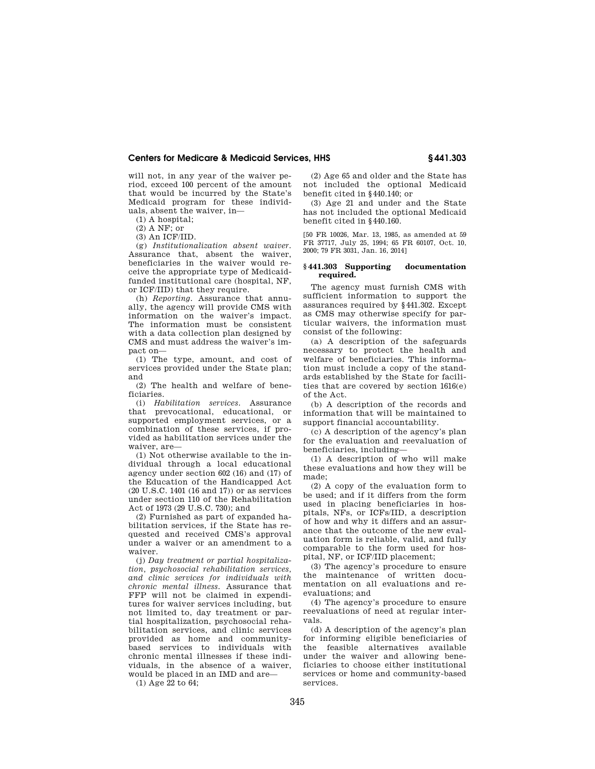will not, in any year of the waiver period, exceed 100 percent of the amount that would be incurred by the State's Medicaid program for these individuals, absent the waiver, in—

(1) A hospital;

(2) A NF; or

(3) An ICF/IID.

(g) *Institutionalization absent waiver*. Assurance that, absent the waiver, beneficiaries in the waiver would receive the appropriate type of Medicaid-funded institutional care (hospital, NF, or ICF/IID) that they require.

(h) *Reporting*. Assurance that annually, the agency will provide CMS with information on the waiver's impact. The information must be consistent with a data collection plan designed by CMS and must address the waiver's impact on—

(1) The type, amount, and cost of services provided under the State plan; and

(2) The health and welfare of beneficiaries.

(i) *Habilitation services*. Assurance that prevocational, educational, or supported employment services, or a combination of these services, if provided as habilitation services under the waiver, are—

(1) Not otherwise available to the individual through a local educational agency under section 602 (16) and (17) of the Education of the Handicapped Act (20 U.S.C. 1401 (16 and 17)) or as services under section 110 of the Rehabilitation Act of 1973 (29 U.S.C. 730); and

(2) Furnished as part of expanded habilitation services, if the State has requested and received CMS's approval under a waiver or an amendment to a waiver.

(j) *Day treatment or partial hospitalization, psychosocial rehabilitation services, and clinic services for individuals with chronic mental illness*. Assurance that FFP will not be claimed in expenditures for waiver services including, but not limited to, day treatment or partial hospitalization, psychosocial rehabilitation services, and clinic services provided as home and community-based services to individuals with chronic mental illnesses if these individuals, in the absence of a waiver, would be placed in an IMD and are—

(1) Age 22 to 64;

(2) Age 65 and older and the State has not included the optional Medicaid benefit cited in §440.140; or

(3) Age 21 and under and the State has not included the optional Medicaid benefit cited in §440.160.

[50 FR 10026, Mar. 13, 1985, as amended at 59 FR 37717, July 25, 1994; 65 FR 60107, Oct. 10, 2000; 79 FR 3031, Jan. 16, 2014]

## §441.303 Supporting documentation required.

The agency must furnish CMS with sufficient information to support the assurances required by §441.302. Except as CMS may otherwise specify for particular waivers, the information must consist of the following:

(a) A description of the safeguards necessary to protect the health and welfare of beneficiaries. This information must include a copy of the standards established by the State for facilities that are covered by section 1616(e) of the Act.

(b) A description of the records and information that will be maintained to support financial accountability.

(c) A description of the agency's plan for the evaluation and reevaluation of beneficiaries, including—

(1) A description of who will make these evaluations and how they will be made;

(2) A copy of the evaluation form to be used; and if it differs from the form used in placing beneficiaries in hospitals, NFs, or ICFs/IID, a description of how and why it differs and an assurance that the outcome of the new evaluation form is reliable, valid, and fully comparable to the form used for hospital, NF, or ICF/IID placement;

(3) The agency's procedure to ensure the maintenance of written documentation on all evaluations and reevaluations; and

(4) The agency's procedure to ensure reevaluations of need at regular intervals.

(d) A description of the agency's plan for informing eligible beneficiaries of the feasible alternatives available under the waiver and allowing beneficiaries to choose either institutional services or home and community-based services.